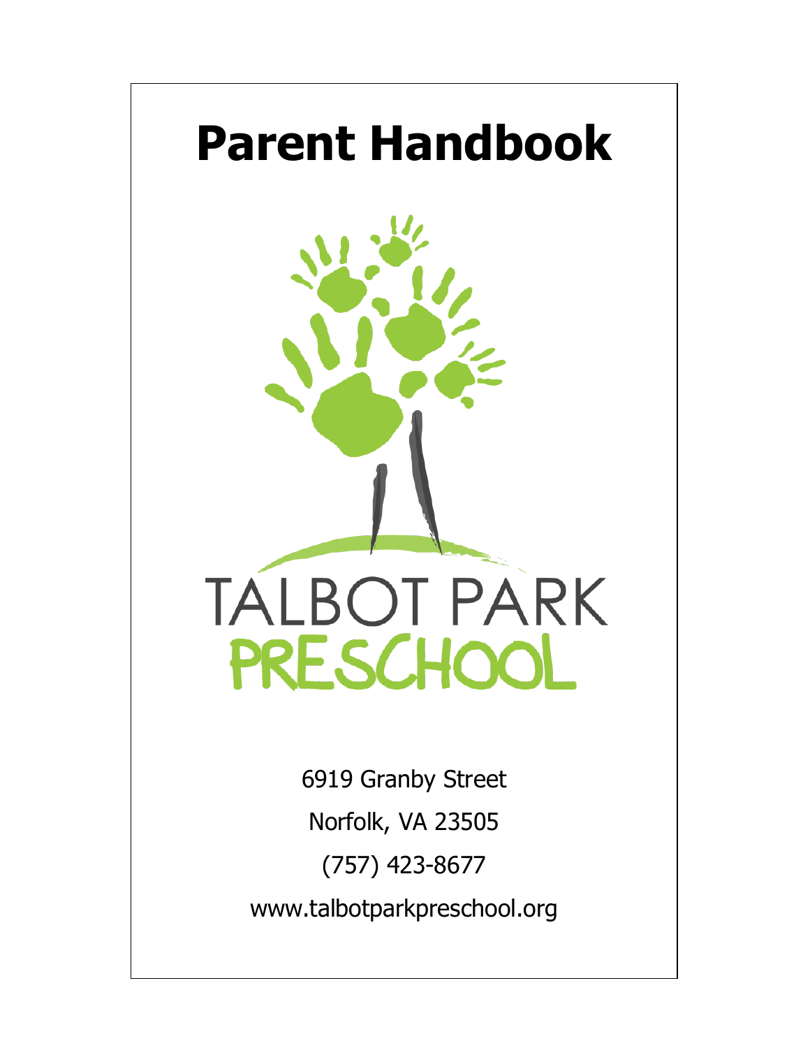# Parent Handbook

TALBOT PARK

PRESCHOOL

6919 Granby Street

Norfolk, VA 23505

(757) 423-8677

www.talbotparkpreschool.org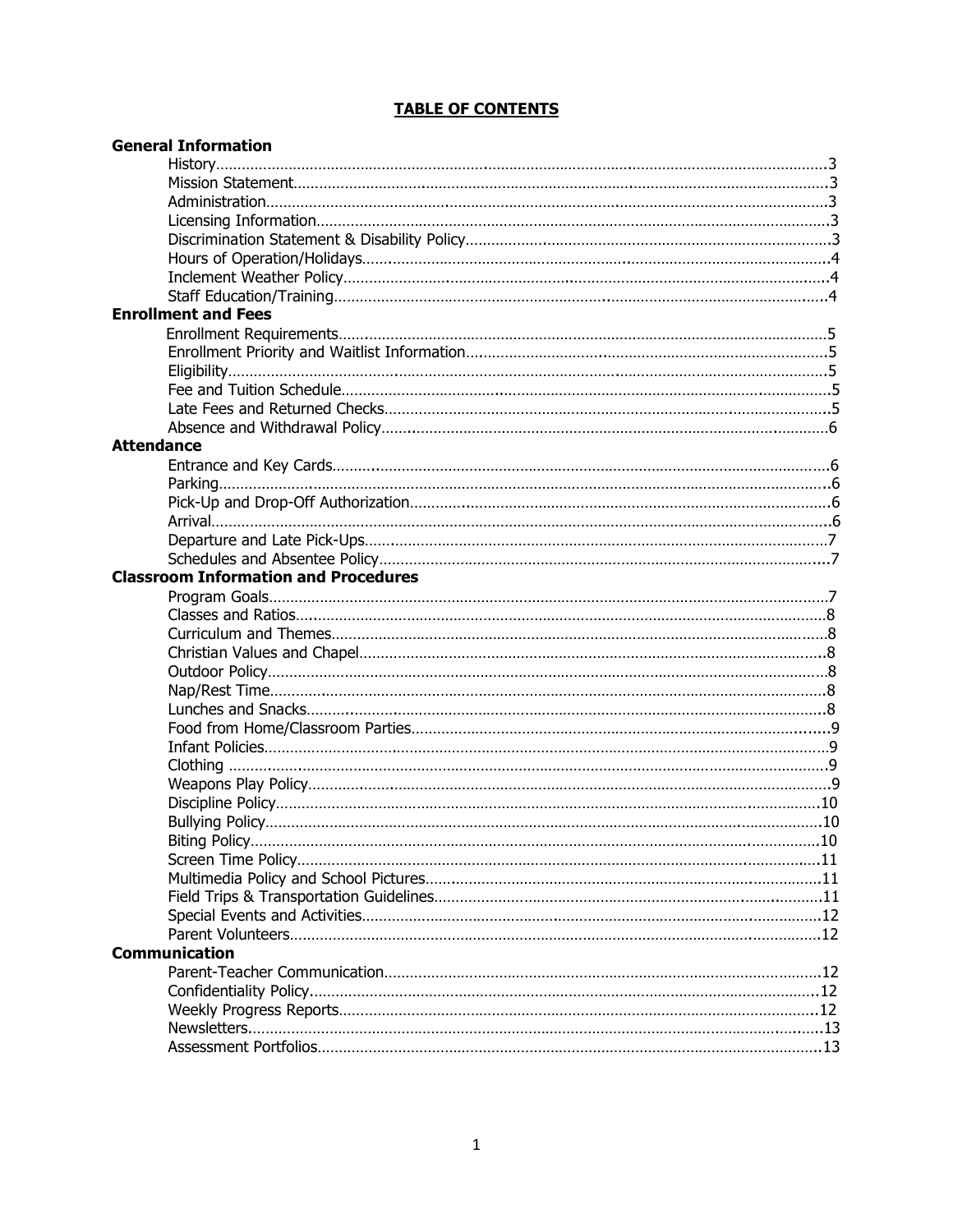# TABLE OF CONTENTS

**General Information**

- History......3
- Mission Statement......3
- Administration......3
- Licensing Information......3
- Discrimination Statement & Disability Policy......3
- Hours of Operation/Holidays......4
- Inclement Weather Policy......4
- Staff Education/Training......4

**Enrollment and Fees**

- Enrollment Requirements......5
- Enrollment Priority and Waitlist Information......5
- Eligibility......5
- Fee and Tuition Schedule......5
- Late Fees and Returned Checks......5
- Absence and Withdrawal Policy......6

**Attendance**

- Entrance and Key Cards......6
- Parking......6
- Pick-Up and Drop-Off Authorization......6
- Arrival......6
- Departure and Late Pick-Ups......7
- Schedules and Absentee Policy......7

**Classroom Information and Procedures**

- Program Goals......7
- Classes and Ratios......8
- Curriculum and Themes......8
- Christian Values and Chapel......8
- Outdoor Policy......8
- Nap/Rest Time......8
- Lunches and Snacks......8
- Food from Home/Classroom Parties......9
- Infant Policies......9
- Clothing......9
- Weapons Play Policy......9
- Discipline Policy......10
- Bullying Policy......10
- Biting Policy......10
- Screen Time Policy......11
- Multimedia Policy and School Pictures......11
- Field Trips & Transportation Guidelines......11
- Special Events and Activities......12
- Parent Volunteers......12

**Communication**

- Parent-Teacher Communication......12
- Confidentiality Policy......12
- Weekly Progress Reports......12
- Newsletters......13
- Assessment Portfolios......13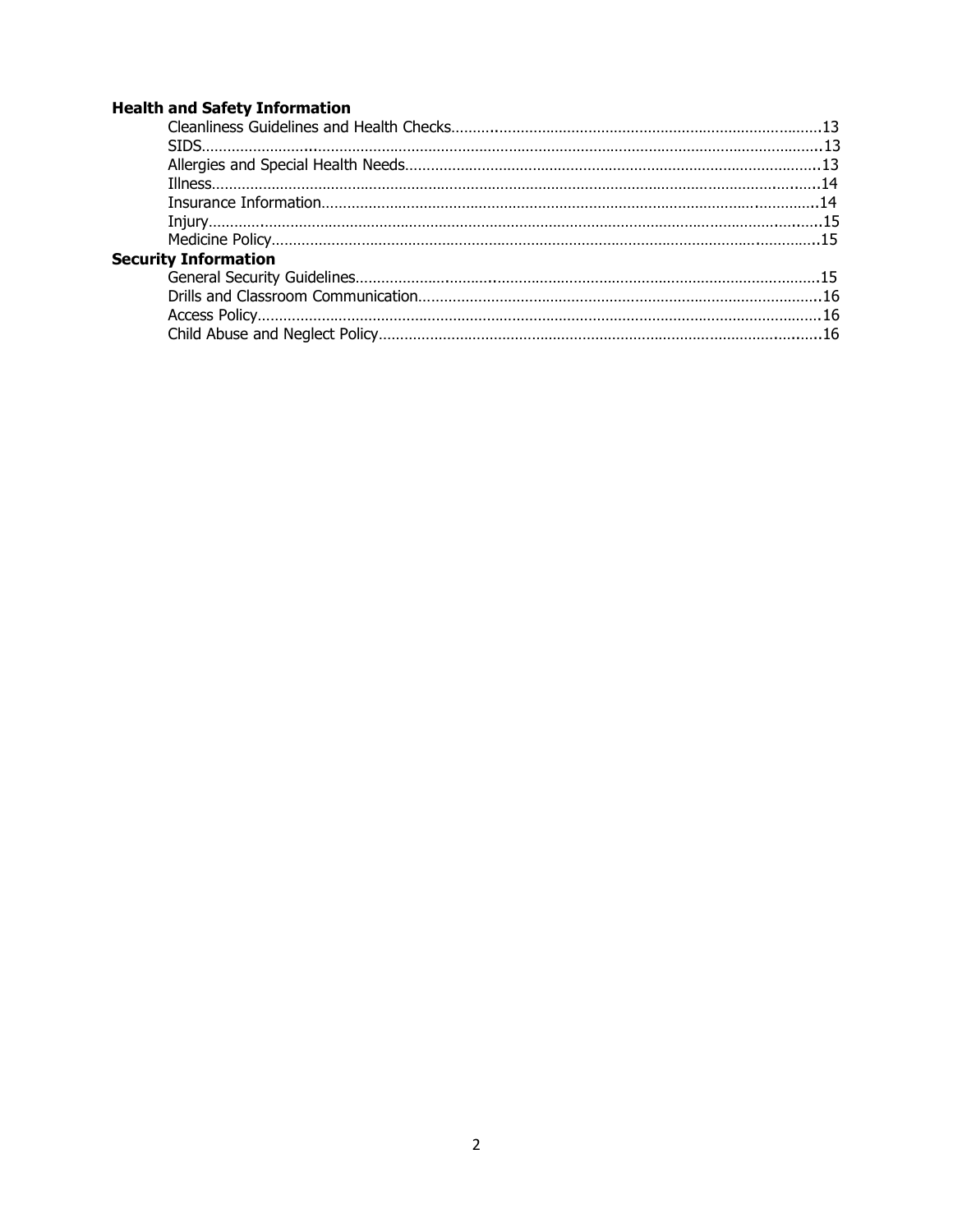**Health and Safety Information**

- Cleanliness Guidelines and Health Checks....13
- SIDS....13
- Allergies and Special Health Needs....13
- Illness....14
- Insurance Information....14
- Injury....15
- Medicine Policy....15

**Security Information**

- General Security Guidelines....15
- Drills and Classroom Communication....16
- Access Policy....16
- Child Abuse and Neglect Policy....16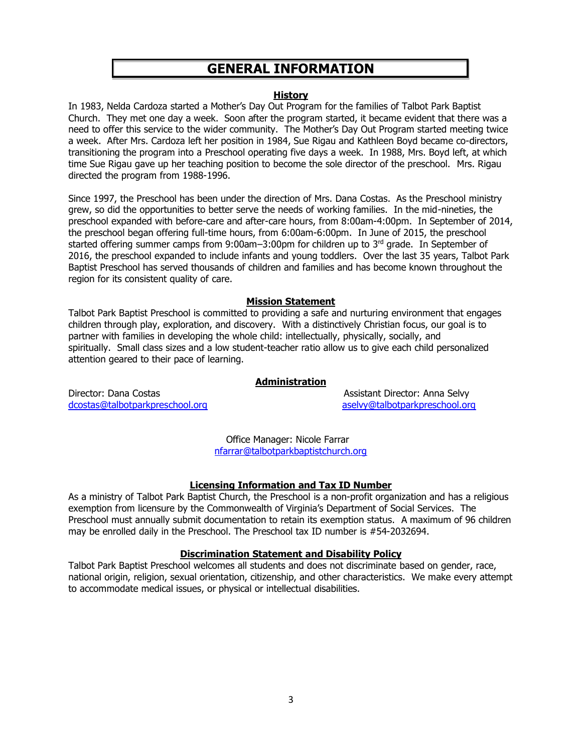# GENERAL INFORMATION

## History

In 1983, Nelda Cardoza started a Mother's Day Out Program for the families of Talbot Park Baptist Church. They met one day a week. Soon after the program started, it became evident that there was a need to offer this service to the wider community. The Mother's Day Out Program started meeting twice a week. After Mrs. Cardoza left her position in 1984, Sue Rigau and Kathleen Boyd became co-directors, transitioning the program into a Preschool operating five days a week. In 1988, Mrs. Boyd left, at which time Sue Rigau gave up her teaching position to become the sole director of the preschool. Mrs. Rigau directed the program from 1988-1996.

Since 1997, the Preschool has been under the direction of Mrs. Dana Costas. As the Preschool ministry grew, so did the opportunities to better serve the needs of working families. In the mid-nineties, the preschool expanded with before-care and after-care hours, from 8:00am-4:00pm. In September of 2014, the preschool began offering full-time hours, from 6:00am-6:00pm. In June of 2015, the preschool started offering summer camps from 9:00am–3:00pm for children up to 3rd grade. In September of 2016, the preschool expanded to include infants and young toddlers. Over the last 35 years, Talbot Park Baptist Preschool has served thousands of children and families and has become known throughout the region for its consistent quality of care.

## Mission Statement

Talbot Park Baptist Preschool is committed to providing a safe and nurturing environment that engages children through play, exploration, and discovery. With a distinctively Christian focus, our goal is to partner with families in developing the whole child: intellectually, physically, socially, and spiritually. Small class sizes and a low student-teacher ratio allow us to give each child personalized attention geared to their pace of learning.

## Administration

Director: Dana Costas
dcostas@talbotparkpreschool.org

Assistant Director: Anna Selvy
aselvy@talbotparkpreschool.org

Office Manager: Nicole Farrar
nfarrar@talbotparkbaptistchurch.org

## Licensing Information and Tax ID Number

As a ministry of Talbot Park Baptist Church, the Preschool is a non-profit organization and has a religious exemption from licensure by the Commonwealth of Virginia's Department of Social Services. The Preschool must annually submit documentation to retain its exemption status. A maximum of 96 children may be enrolled daily in the Preschool. The Preschool tax ID number is #54-2032694.

## Discrimination Statement and Disability Policy

Talbot Park Baptist Preschool welcomes all students and does not discriminate based on gender, race, national origin, religion, sexual orientation, citizenship, and other characteristics. We make every attempt to accommodate medical issues, or physical or intellectual disabilities.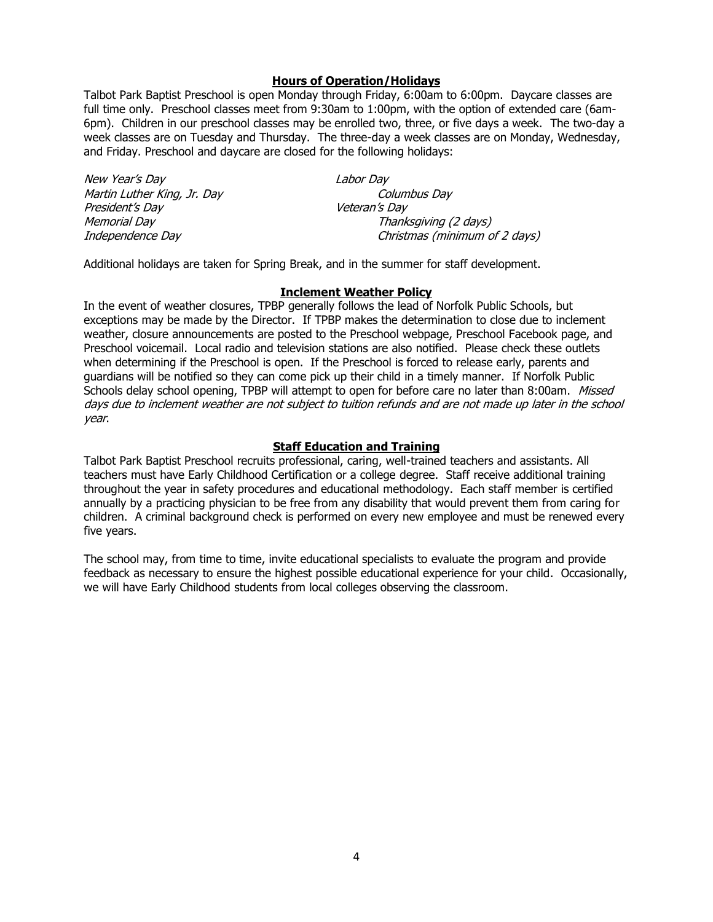## Hours of Operation/Holidays

Talbot Park Baptist Preschool is open Monday through Friday, 6:00am to 6:00pm. Daycare classes are full time only. Preschool classes meet from 9:30am to 1:00pm, with the option of extended care (6am-6pm). Children in our preschool classes may be enrolled two, three, or five days a week. The two-day a week classes are on Tuesday and Thursday. The three-day a week classes are on Monday, Wednesday, and Friday. Preschool and daycare are closed for the following holidays:

*New Year's Day*
*Martin Luther King, Jr. Day*
*President's Day*
*Memorial Day*
*Independence Day*
*Labor Day*
*Columbus Day*
*Veteran's Day*
*Thanksgiving (2 days)*
*Christmas (minimum of 2 days)*

Additional holidays are taken for Spring Break, and in the summer for staff development.

## Inclement Weather Policy

In the event of weather closures, TPBP generally follows the lead of Norfolk Public Schools, but exceptions may be made by the Director. If TPBP makes the determination to close due to inclement weather, closure announcements are posted to the Preschool webpage, Preschool Facebook page, and Preschool voicemail. Local radio and television stations are also notified. Please check these outlets when determining if the Preschool is open. If the Preschool is forced to release early, parents and guardians will be notified so they can come pick up their child in a timely manner. If Norfolk Public Schools delay school opening, TPBP will attempt to open for before care no later than 8:00am. *Missed days due to inclement weather are not subject to tuition refunds and are not made up later in the school year*.

## Staff Education and Training

Talbot Park Baptist Preschool recruits professional, caring, well-trained teachers and assistants. All teachers must have Early Childhood Certification or a college degree. Staff receive additional training throughout the year in safety procedures and educational methodology. Each staff member is certified annually by a practicing physician to be free from any disability that would prevent them from caring for children. A criminal background check is performed on every new employee and must be renewed every five years.

The school may, from time to time, invite educational specialists to evaluate the program and provide feedback as necessary to ensure the highest possible educational experience for your child. Occasionally, we will have Early Childhood students from local colleges observing the classroom.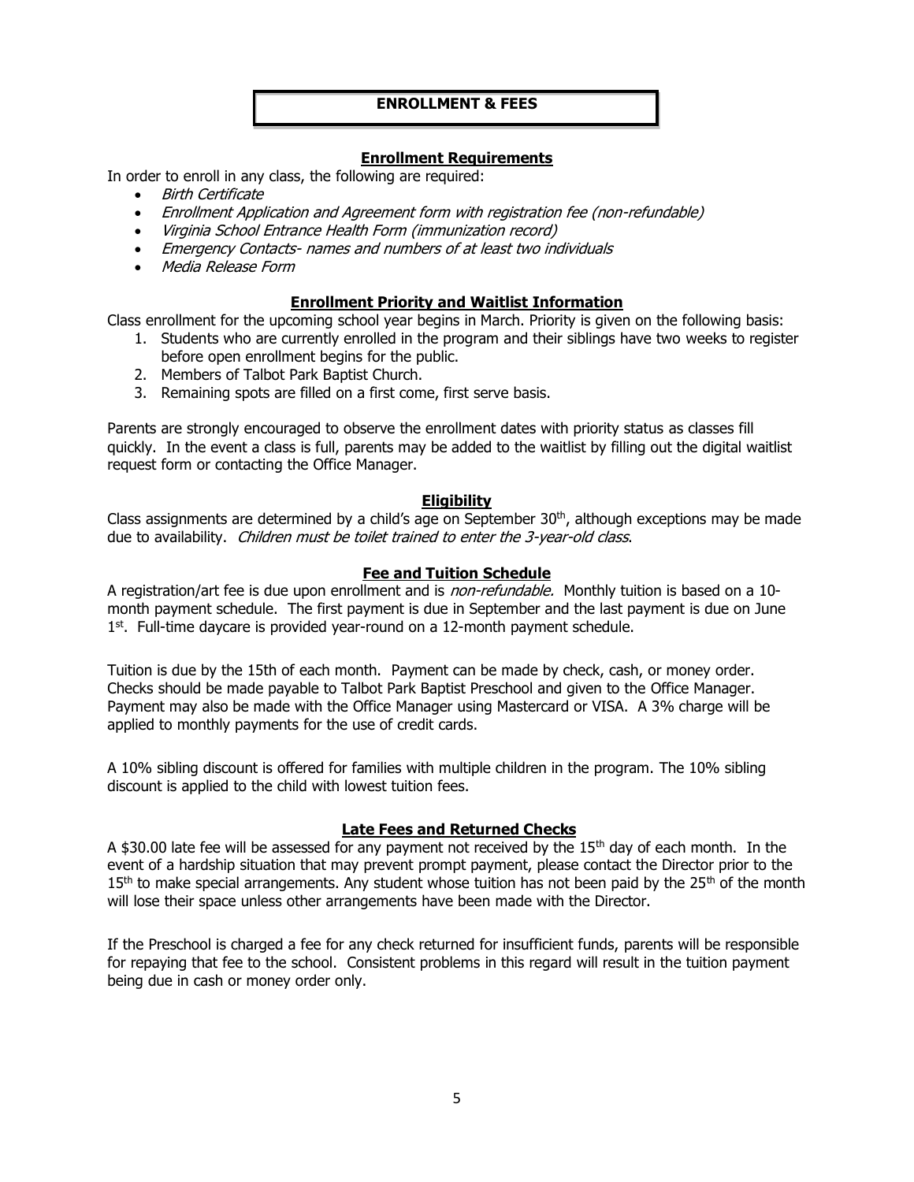# ENROLLMENT & FEES

## Enrollment Requirements

In order to enroll in any class, the following are required:

- *Birth Certificate*
- *Enrollment Application and Agreement form with registration fee (non-refundable)*
- *Virginia School Entrance Health Form (immunization record)*
- *Emergency Contacts- names and numbers of at least two individuals*
- *Media Release Form*

## Enrollment Priority and Waitlist Information

Class enrollment for the upcoming school year begins in March. Priority is given on the following basis:

1. Students who are currently enrolled in the program and their siblings have two weeks to register before open enrollment begins for the public.
2. Members of Talbot Park Baptist Church.
3. Remaining spots are filled on a first come, first serve basis.

Parents are strongly encouraged to observe the enrollment dates with priority status as classes fill quickly. In the event a class is full, parents may be added to the waitlist by filling out the digital waitlist request form or contacting the Office Manager.

## Eligibility

Class assignments are determined by a child's age on September 30th, although exceptions may be made due to availability. *Children must be toilet trained to enter the 3-year-old class*.

## Fee and Tuition Schedule

A registration/art fee is due upon enrollment and is *non-refundable.* Monthly tuition is based on a 10-month payment schedule. The first payment is due in September and the last payment is due on June 1st. Full-time daycare is provided year-round on a 12-month payment schedule.

Tuition is due by the 15th of each month. Payment can be made by check, cash, or money order. Checks should be made payable to Talbot Park Baptist Preschool and given to the Office Manager. Payment may also be made with the Office Manager using Mastercard or VISA. A 3% charge will be applied to monthly payments for the use of credit cards.

A 10% sibling discount is offered for families with multiple children in the program. The 10% sibling discount is applied to the child with lowest tuition fees.

## Late Fees and Returned Checks

A $30.00 late fee will be assessed for any payment not received by the 15th day of each month. In the event of a hardship situation that may prevent prompt payment, please contact the Director prior to the 15th to make special arrangements. Any student whose tuition has not been paid by the 25th of the month will lose their space unless other arrangements have been made with the Director.

If the Preschool is charged a fee for any check returned for insufficient funds, parents will be responsible for repaying that fee to the school. Consistent problems in this regard will result in the tuition payment being due in cash or money order only.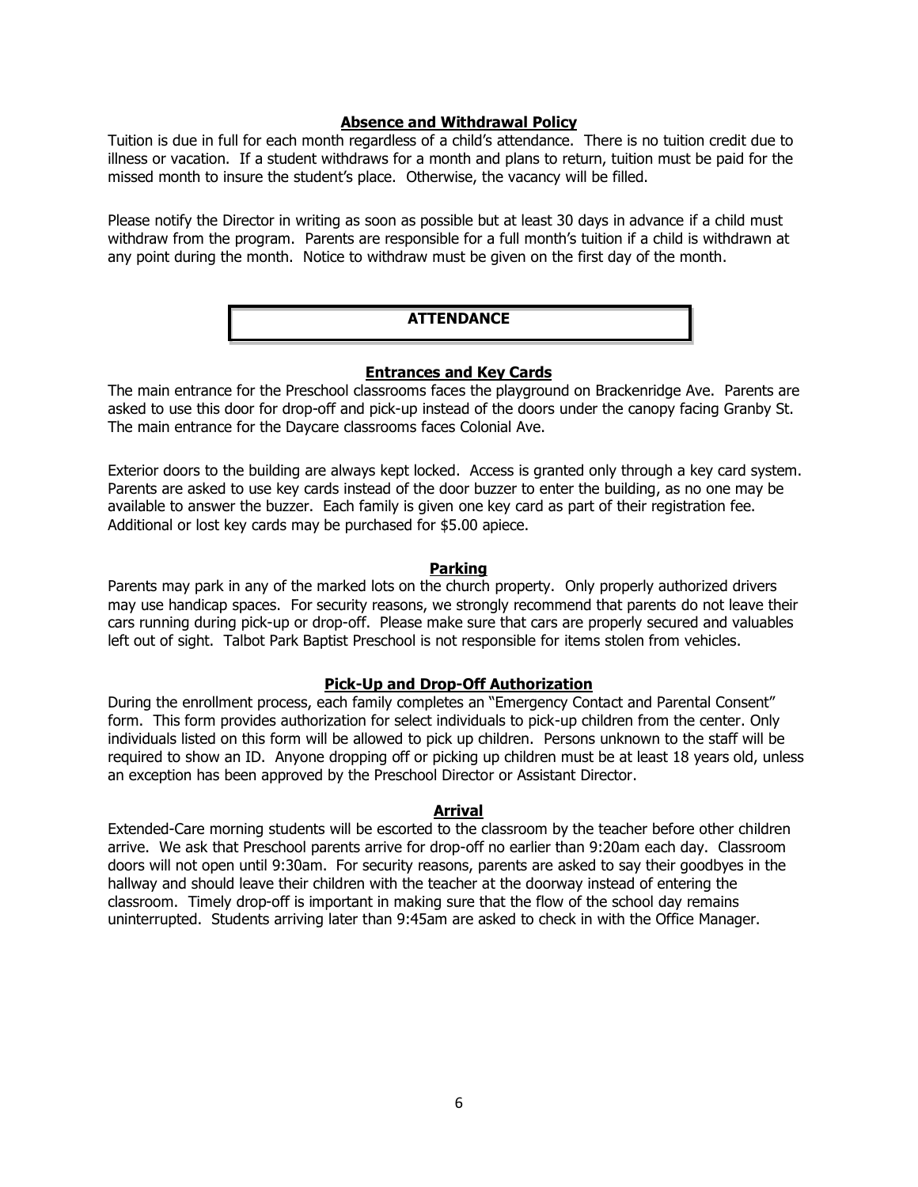### Absence and Withdrawal Policy

Tuition is due in full for each month regardless of a child's attendance. There is no tuition credit due to illness or vacation. If a student withdraws for a month and plans to return, tuition must be paid for the missed month to insure the student's place. Otherwise, the vacancy will be filled.

Please notify the Director in writing as soon as possible but at least 30 days in advance if a child must withdraw from the program. Parents are responsible for a full month's tuition if a child is withdrawn at any point during the month. Notice to withdraw must be given on the first day of the month.

## ATTENDANCE

### Entrances and Key Cards

The main entrance for the Preschool classrooms faces the playground on Brackenridge Ave. Parents are asked to use this door for drop-off and pick-up instead of the doors under the canopy facing Granby St. The main entrance for the Daycare classrooms faces Colonial Ave.

Exterior doors to the building are always kept locked. Access is granted only through a key card system. Parents are asked to use key cards instead of the door buzzer to enter the building, as no one may be available to answer the buzzer. Each family is given one key card as part of their registration fee. Additional or lost key cards may be purchased for $5.00 apiece.

### Parking

Parents may park in any of the marked lots on the church property. Only properly authorized drivers may use handicap spaces. For security reasons, we strongly recommend that parents do not leave their cars running during pick-up or drop-off. Please make sure that cars are properly secured and valuables left out of sight. Talbot Park Baptist Preschool is not responsible for items stolen from vehicles.

### Pick-Up and Drop-Off Authorization

During the enrollment process, each family completes an "Emergency Contact and Parental Consent" form. This form provides authorization for select individuals to pick-up children from the center. Only individuals listed on this form will be allowed to pick up children. Persons unknown to the staff will be required to show an ID. Anyone dropping off or picking up children must be at least 18 years old, unless an exception has been approved by the Preschool Director or Assistant Director.

### Arrival

Extended-Care morning students will be escorted to the classroom by the teacher before other children arrive. We ask that Preschool parents arrive for drop-off no earlier than 9:20am each day. Classroom doors will not open until 9:30am. For security reasons, parents are asked to say their goodbyes in the hallway and should leave their children with the teacher at the doorway instead of entering the classroom. Timely drop-off is important in making sure that the flow of the school day remains uninterrupted. Students arriving later than 9:45am are asked to check in with the Office Manager.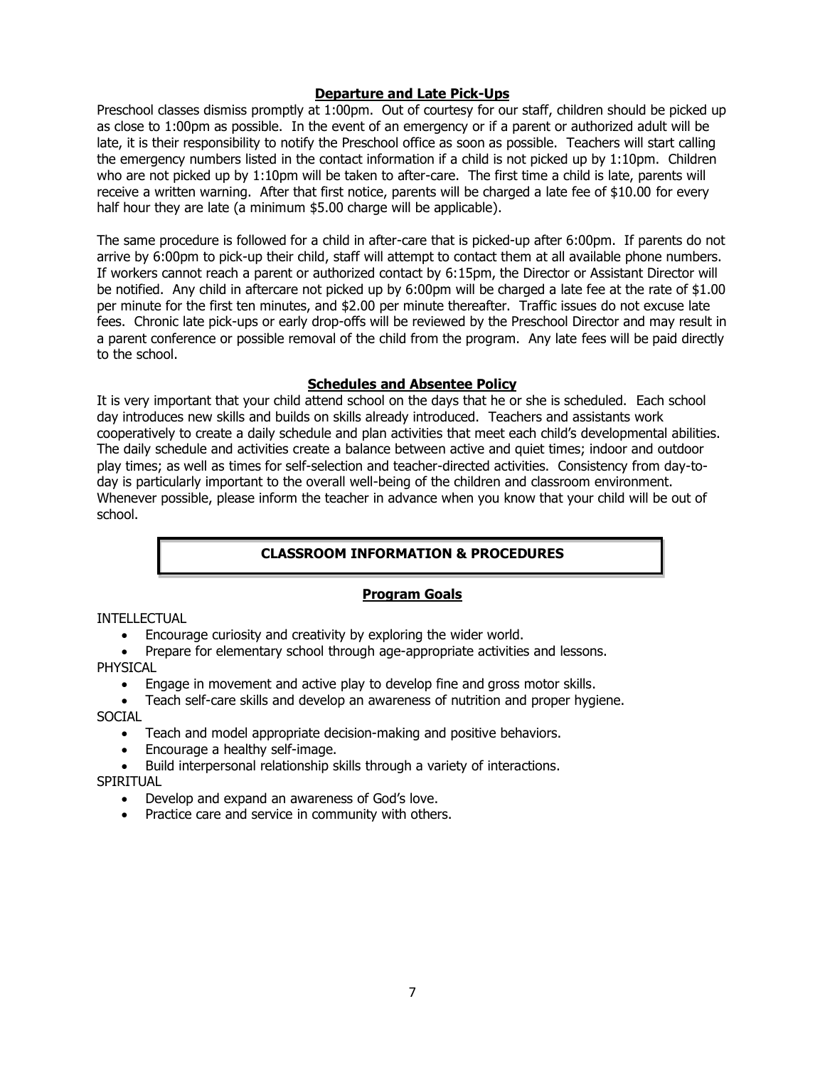## Departure and Late Pick-Ups

Preschool classes dismiss promptly at 1:00pm. Out of courtesy for our staff, children should be picked up as close to 1:00pm as possible. In the event of an emergency or if a parent or authorized adult will be late, it is their responsibility to notify the Preschool office as soon as possible. Teachers will start calling the emergency numbers listed in the contact information if a child is not picked up by 1:10pm. Children who are not picked up by 1:10pm will be taken to after-care. The first time a child is late, parents will receive a written warning. After that first notice, parents will be charged a late fee of $10.00 for every half hour they are late (a minimum $5.00 charge will be applicable).

The same procedure is followed for a child in after-care that is picked-up after 6:00pm. If parents do not arrive by 6:00pm to pick-up their child, staff will attempt to contact them at all available phone numbers. If workers cannot reach a parent or authorized contact by 6:15pm, the Director or Assistant Director will be notified. Any child in aftercare not picked up by 6:00pm will be charged a late fee at the rate of $1.00 per minute for the first ten minutes, and $2.00 per minute thereafter. Traffic issues do not excuse late fees. Chronic late pick-ups or early drop-offs will be reviewed by the Preschool Director and may result in a parent conference or possible removal of the child from the program. Any late fees will be paid directly to the school.

## Schedules and Absentee Policy

It is very important that your child attend school on the days that he or she is scheduled. Each school day introduces new skills and builds on skills already introduced. Teachers and assistants work cooperatively to create a daily schedule and plan activities that meet each child's developmental abilities. The daily schedule and activities create a balance between active and quiet times; indoor and outdoor play times; as well as times for self-selection and teacher-directed activities. Consistency from day-to-day is particularly important to the overall well-being of the children and classroom environment. Whenever possible, please inform the teacher in advance when you know that your child will be out of school.

# CLASSROOM INFORMATION & PROCEDURES

## Program Goals

INTELLECTUAL

- Encourage curiosity and creativity by exploring the wider world.
- Prepare for elementary school through age-appropriate activities and lessons.

PHYSICAL

- Engage in movement and active play to develop fine and gross motor skills.
- Teach self-care skills and develop an awareness of nutrition and proper hygiene.

SOCIAL

- Teach and model appropriate decision-making and positive behaviors.
- Encourage a healthy self-image.
- Build interpersonal relationship skills through a variety of interactions.

SPIRITUAL

- Develop and expand an awareness of God's love.
- Practice care and service in community with others.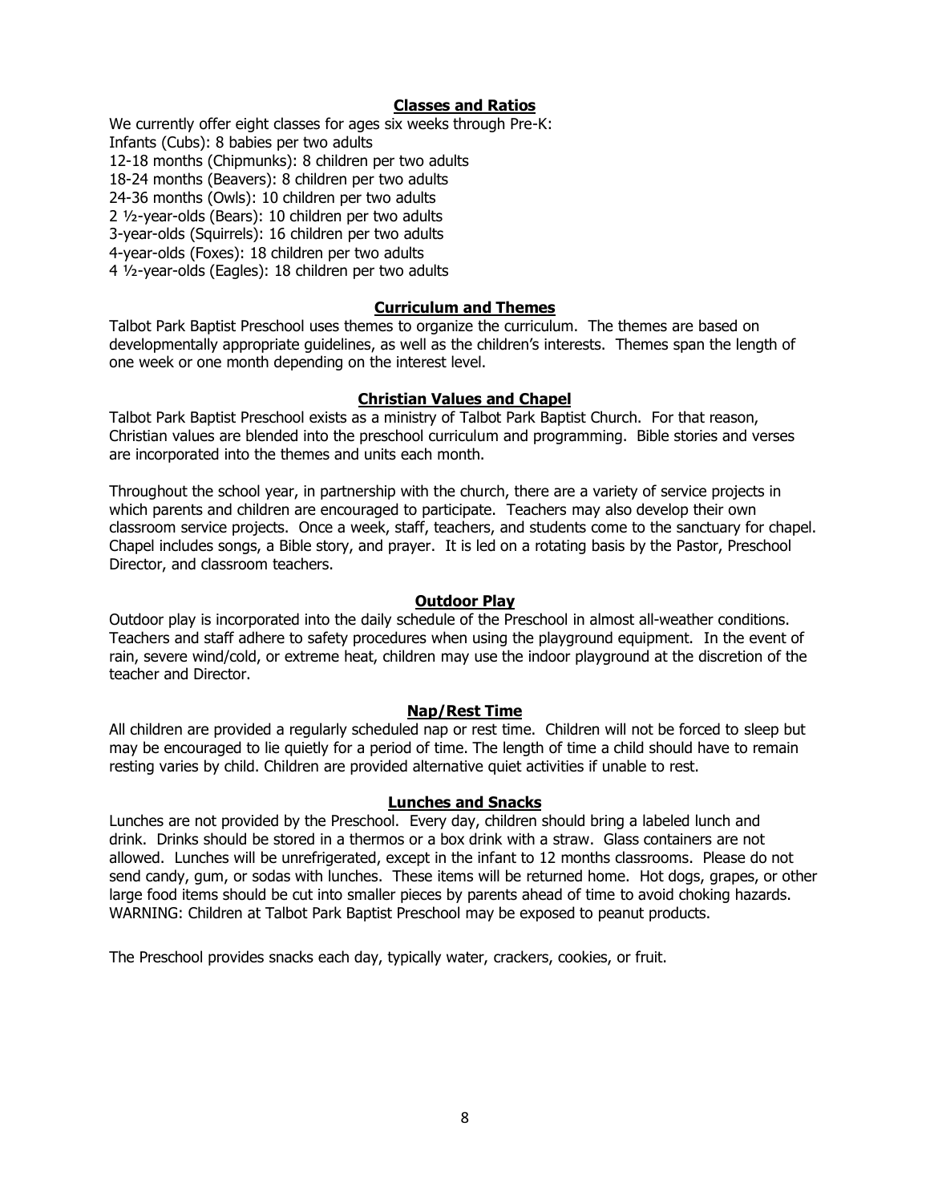## Classes and Ratios

We currently offer eight classes for ages six weeks through Pre-K:
Infants (Cubs): 8 babies per two adults
12-18 months (Chipmunks): 8 children per two adults
18-24 months (Beavers): 8 children per two adults
24-36 months (Owls): 10 children per two adults
2 ½-year-olds (Bears): 10 children per two adults
3-year-olds (Squirrels): 16 children per two adults
4-year-olds (Foxes): 18 children per two adults
4 ½-year-olds (Eagles): 18 children per two adults

## Curriculum and Themes

Talbot Park Baptist Preschool uses themes to organize the curriculum. The themes are based on developmentally appropriate guidelines, as well as the children's interests. Themes span the length of one week or one month depending on the interest level.

## Christian Values and Chapel

Talbot Park Baptist Preschool exists as a ministry of Talbot Park Baptist Church. For that reason, Christian values are blended into the preschool curriculum and programming. Bible stories and verses are incorporated into the themes and units each month.

Throughout the school year, in partnership with the church, there are a variety of service projects in which parents and children are encouraged to participate. Teachers may also develop their own classroom service projects. Once a week, staff, teachers, and students come to the sanctuary for chapel. Chapel includes songs, a Bible story, and prayer. It is led on a rotating basis by the Pastor, Preschool Director, and classroom teachers.

## Outdoor Play

Outdoor play is incorporated into the daily schedule of the Preschool in almost all-weather conditions. Teachers and staff adhere to safety procedures when using the playground equipment. In the event of rain, severe wind/cold, or extreme heat, children may use the indoor playground at the discretion of the teacher and Director.

## Nap/Rest Time

All children are provided a regularly scheduled nap or rest time. Children will not be forced to sleep but may be encouraged to lie quietly for a period of time. The length of time a child should have to remain resting varies by child. Children are provided alternative quiet activities if unable to rest.

## Lunches and Snacks

Lunches are not provided by the Preschool. Every day, children should bring a labeled lunch and drink. Drinks should be stored in a thermos or a box drink with a straw. Glass containers are not allowed. Lunches will be unrefrigerated, except in the infant to 12 months classrooms. Please do not send candy, gum, or sodas with lunches. These items will be returned home. Hot dogs, grapes, or other large food items should be cut into smaller pieces by parents ahead of time to avoid choking hazards. WARNING: Children at Talbot Park Baptist Preschool may be exposed to peanut products.

The Preschool provides snacks each day, typically water, crackers, cookies, or fruit.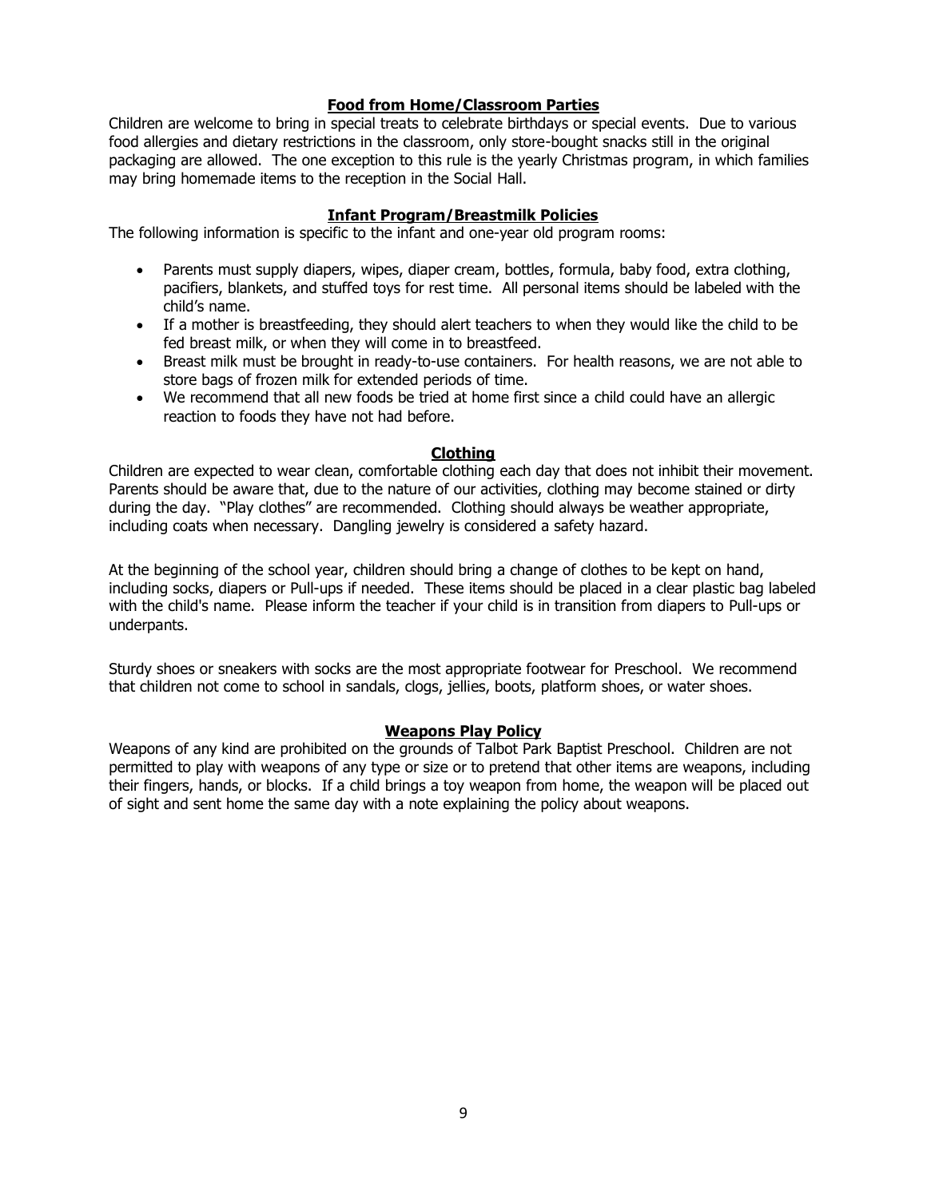## Food from Home/Classroom Parties

Children are welcome to bring in special treats to celebrate birthdays or special events. Due to various food allergies and dietary restrictions in the classroom, only store-bought snacks still in the original packaging are allowed. The one exception to this rule is the yearly Christmas program, in which families may bring homemade items to the reception in the Social Hall.

## Infant Program/Breastmilk Policies

The following information is specific to the infant and one-year old program rooms:

- Parents must supply diapers, wipes, diaper cream, bottles, formula, baby food, extra clothing, pacifiers, blankets, and stuffed toys for rest time. All personal items should be labeled with the child's name.
- If a mother is breastfeeding, they should alert teachers to when they would like the child to be fed breast milk, or when they will come in to breastfeed.
- Breast milk must be brought in ready-to-use containers. For health reasons, we are not able to store bags of frozen milk for extended periods of time.
- We recommend that all new foods be tried at home first since a child could have an allergic reaction to foods they have not had before.

## Clothing

Children are expected to wear clean, comfortable clothing each day that does not inhibit their movement. Parents should be aware that, due to the nature of our activities, clothing may become stained or dirty during the day. "Play clothes" are recommended. Clothing should always be weather appropriate, including coats when necessary. Dangling jewelry is considered a safety hazard.

At the beginning of the school year, children should bring a change of clothes to be kept on hand, including socks, diapers or Pull-ups if needed. These items should be placed in a clear plastic bag labeled with the child's name. Please inform the teacher if your child is in transition from diapers to Pull-ups or underpants.

Sturdy shoes or sneakers with socks are the most appropriate footwear for Preschool. We recommend that children not come to school in sandals, clogs, jellies, boots, platform shoes, or water shoes.

## Weapons Play Policy

Weapons of any kind are prohibited on the grounds of Talbot Park Baptist Preschool. Children are not permitted to play with weapons of any type or size or to pretend that other items are weapons, including their fingers, hands, or blocks. If a child brings a toy weapon from home, the weapon will be placed out of sight and sent home the same day with a note explaining the policy about weapons.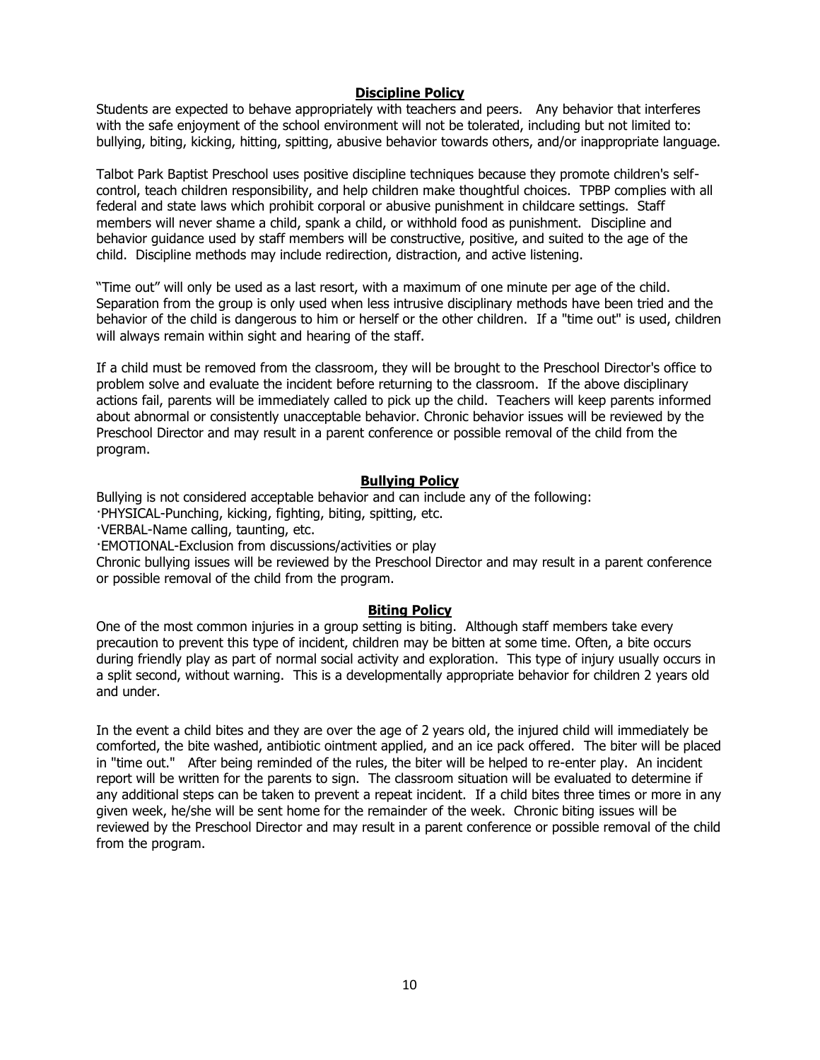## Discipline Policy

Students are expected to behave appropriately with teachers and peers. Any behavior that interferes with the safe enjoyment of the school environment will not be tolerated, including but not limited to: bullying, biting, kicking, hitting, spitting, abusive behavior towards others, and/or inappropriate language.

Talbot Park Baptist Preschool uses positive discipline techniques because they promote children's self-control, teach children responsibility, and help children make thoughtful choices. TPBP complies with all federal and state laws which prohibit corporal or abusive punishment in childcare settings. Staff members will never shame a child, spank a child, or withhold food as punishment. Discipline and behavior guidance used by staff members will be constructive, positive, and suited to the age of the child. Discipline methods may include redirection, distraction, and active listening.

"Time out" will only be used as a last resort, with a maximum of one minute per age of the child. Separation from the group is only used when less intrusive disciplinary methods have been tried and the behavior of the child is dangerous to him or herself or the other children. If a "time out" is used, children will always remain within sight and hearing of the staff.

If a child must be removed from the classroom, they will be brought to the Preschool Director's office to problem solve and evaluate the incident before returning to the classroom. If the above disciplinary actions fail, parents will be immediately called to pick up the child. Teachers will keep parents informed about abnormal or consistently unacceptable behavior. Chronic behavior issues will be reviewed by the Preschool Director and may result in a parent conference or possible removal of the child from the program.

## Bullying Policy

Bullying is not considered acceptable behavior and can include any of the following:

- PHYSICAL-Punching, kicking, fighting, biting, spitting, etc.
- VERBAL-Name calling, taunting, etc.
- EMOTIONAL-Exclusion from discussions/activities or play

Chronic bullying issues will be reviewed by the Preschool Director and may result in a parent conference or possible removal of the child from the program.

## Biting Policy

One of the most common injuries in a group setting is biting. Although staff members take every precaution to prevent this type of incident, children may be bitten at some time. Often, a bite occurs during friendly play as part of normal social activity and exploration. This type of injury usually occurs in a split second, without warning. This is a developmentally appropriate behavior for children 2 years old and under.

In the event a child bites and they are over the age of 2 years old, the injured child will immediately be comforted, the bite washed, antibiotic ointment applied, and an ice pack offered. The biter will be placed in "time out." After being reminded of the rules, the biter will be helped to re-enter play. An incident report will be written for the parents to sign. The classroom situation will be evaluated to determine if any additional steps can be taken to prevent a repeat incident. If a child bites three times or more in any given week, he/she will be sent home for the remainder of the week. Chronic biting issues will be reviewed by the Preschool Director and may result in a parent conference or possible removal of the child from the program.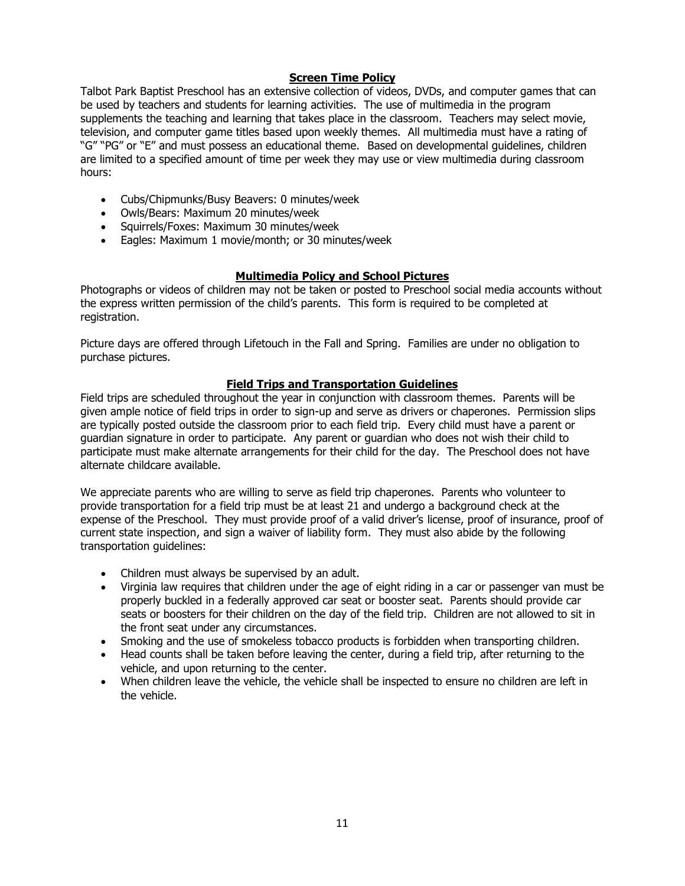## Screen Time Policy

Talbot Park Baptist Preschool has an extensive collection of videos, DVDs, and computer games that can be used by teachers and students for learning activities. The use of multimedia in the program supplements the teaching and learning that takes place in the classroom. Teachers may select movie, television, and computer game titles based upon weekly themes. All multimedia must have a rating of "G" "PG" or "E" and must possess an educational theme. Based on developmental guidelines, children are limited to a specified amount of time per week they may use or view multimedia during classroom hours:

- Cubs/Chipmunks/Busy Beavers: 0 minutes/week
- Owls/Bears: Maximum 20 minutes/week
- Squirrels/Foxes: Maximum 30 minutes/week
- Eagles: Maximum 1 movie/month; or 30 minutes/week

## Multimedia Policy and School Pictures

Photographs or videos of children may not be taken or posted to Preschool social media accounts without the express written permission of the child's parents. This form is required to be completed at registration.

Picture days are offered through Lifetouch in the Fall and Spring. Families are under no obligation to purchase pictures.

## Field Trips and Transportation Guidelines

Field trips are scheduled throughout the year in conjunction with classroom themes. Parents will be given ample notice of field trips in order to sign-up and serve as drivers or chaperones. Permission slips are typically posted outside the classroom prior to each field trip. Every child must have a parent or guardian signature in order to participate. Any parent or guardian who does not wish their child to participate must make alternate arrangements for their child for the day. The Preschool does not have alternate childcare available.

We appreciate parents who are willing to serve as field trip chaperones. Parents who volunteer to provide transportation for a field trip must be at least 21 and undergo a background check at the expense of the Preschool. They must provide proof of a valid driver's license, proof of insurance, proof of current state inspection, and sign a waiver of liability form. They must also abide by the following transportation guidelines:

- Children must always be supervised by an adult.
- Virginia law requires that children under the age of eight riding in a car or passenger van must be properly buckled in a federally approved car seat or booster seat. Parents should provide car seats or boosters for their children on the day of the field trip. Children are not allowed to sit in the front seat under any circumstances.
- Smoking and the use of smokeless tobacco products is forbidden when transporting children.
- Head counts shall be taken before leaving the center, during a field trip, after returning to the vehicle, and upon returning to the center.
- When children leave the vehicle, the vehicle shall be inspected to ensure no children are left in the vehicle.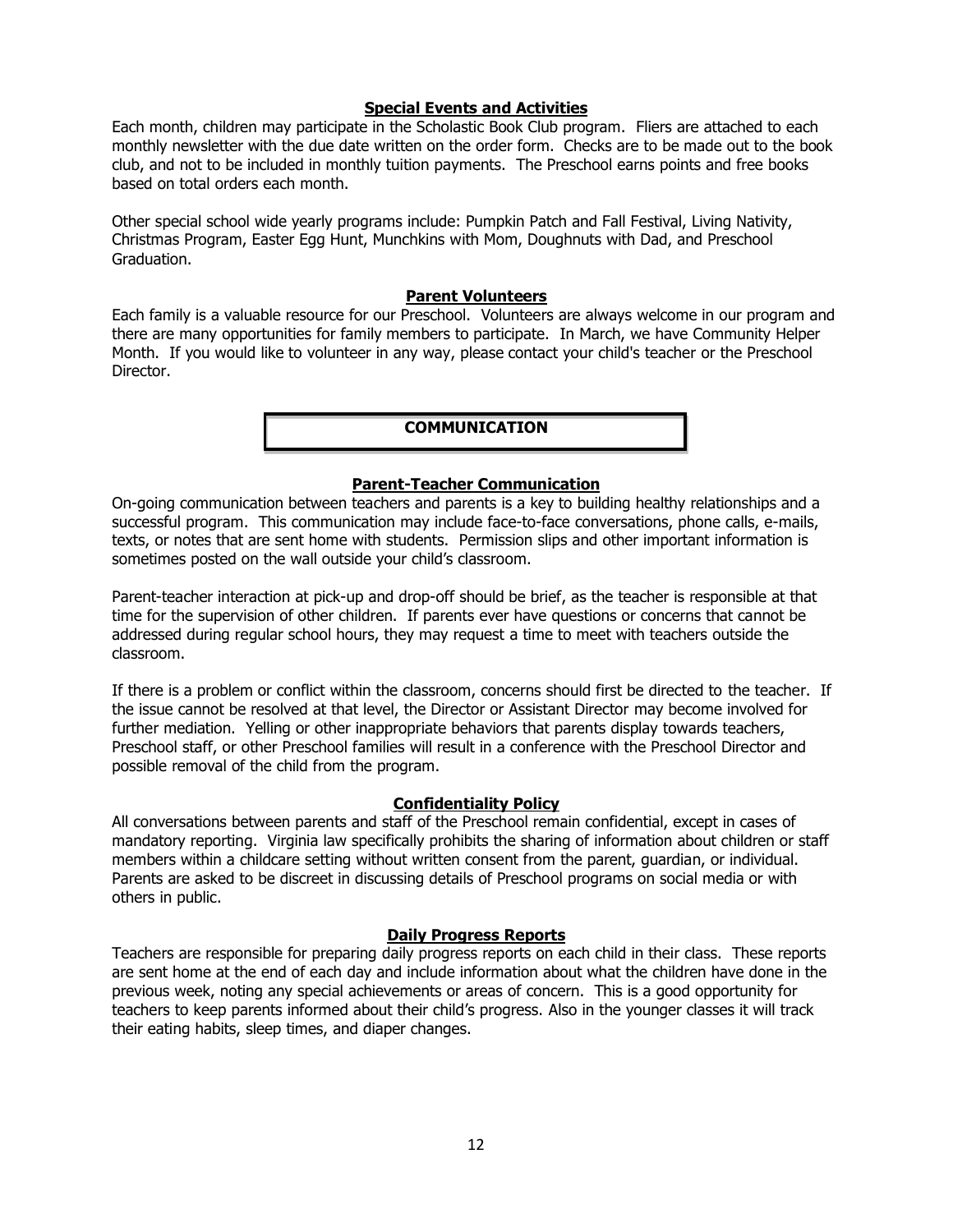### Special Events and Activities

Each month, children may participate in the Scholastic Book Club program. Fliers are attached to each monthly newsletter with the due date written on the order form. Checks are to be made out to the book club, and not to be included in monthly tuition payments. The Preschool earns points and free books based on total orders each month.

Other special school wide yearly programs include: Pumpkin Patch and Fall Festival, Living Nativity, Christmas Program, Easter Egg Hunt, Munchkins with Mom, Doughnuts with Dad, and Preschool Graduation.

### Parent Volunteers

Each family is a valuable resource for our Preschool. Volunteers are always welcome in our program and there are many opportunities for family members to participate. In March, we have Community Helper Month. If you would like to volunteer in any way, please contact your child's teacher or the Preschool Director.

## COMMUNICATION

### Parent-Teacher Communication

On-going communication between teachers and parents is a key to building healthy relationships and a successful program. This communication may include face-to-face conversations, phone calls, e-mails, texts, or notes that are sent home with students. Permission slips and other important information is sometimes posted on the wall outside your child's classroom.

Parent-teacher interaction at pick-up and drop-off should be brief, as the teacher is responsible at that time for the supervision of other children. If parents ever have questions or concerns that cannot be addressed during regular school hours, they may request a time to meet with teachers outside the classroom.

If there is a problem or conflict within the classroom, concerns should first be directed to the teacher. If the issue cannot be resolved at that level, the Director or Assistant Director may become involved for further mediation. Yelling or other inappropriate behaviors that parents display towards teachers, Preschool staff, or other Preschool families will result in a conference with the Preschool Director and possible removal of the child from the program.

### Confidentiality Policy

All conversations between parents and staff of the Preschool remain confidential, except in cases of mandatory reporting. Virginia law specifically prohibits the sharing of information about children or staff members within a childcare setting without written consent from the parent, guardian, or individual. Parents are asked to be discreet in discussing details of Preschool programs on social media or with others in public.

### Daily Progress Reports

Teachers are responsible for preparing daily progress reports on each child in their class. These reports are sent home at the end of each day and include information about what the children have done in the previous week, noting any special achievements or areas of concern. This is a good opportunity for teachers to keep parents informed about their child's progress. Also in the younger classes it will track their eating habits, sleep times, and diaper changes.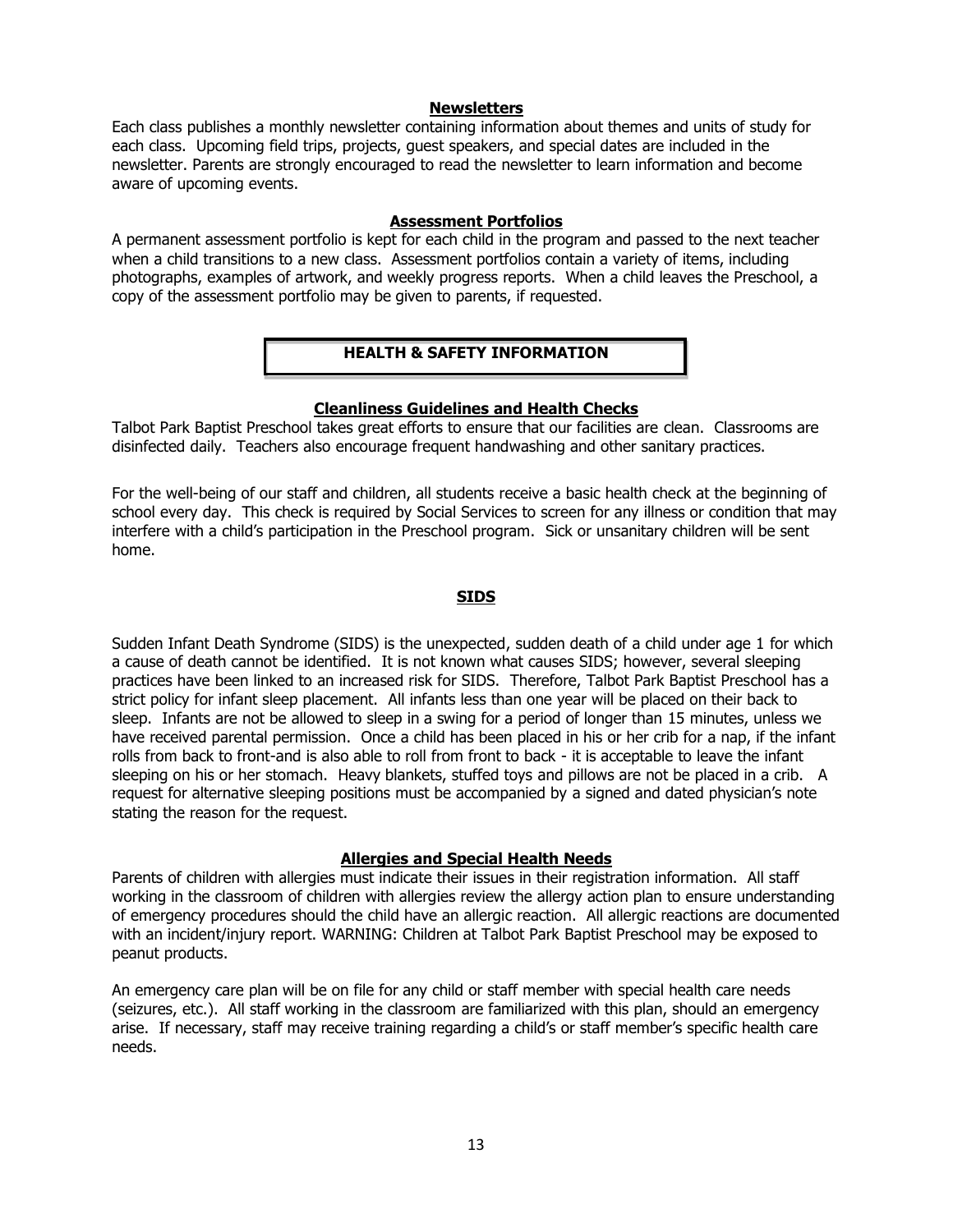### Newsletters

Each class publishes a monthly newsletter containing information about themes and units of study for each class. Upcoming field trips, projects, guest speakers, and special dates are included in the newsletter. Parents are strongly encouraged to read the newsletter to learn information and become aware of upcoming events.

### Assessment Portfolios

A permanent assessment portfolio is kept for each child in the program and passed to the next teacher when a child transitions to a new class. Assessment portfolios contain a variety of items, including photographs, examples of artwork, and weekly progress reports. When a child leaves the Preschool, a copy of the assessment portfolio may be given to parents, if requested.

## HEALTH & SAFETY INFORMATION

### Cleanliness Guidelines and Health Checks

Talbot Park Baptist Preschool takes great efforts to ensure that our facilities are clean. Classrooms are disinfected daily. Teachers also encourage frequent handwashing and other sanitary practices.

For the well-being of our staff and children, all students receive a basic health check at the beginning of school every day. This check is required by Social Services to screen for any illness or condition that may interfere with a child's participation in the Preschool program. Sick or unsanitary children will be sent home.

### SIDS

Sudden Infant Death Syndrome (SIDS) is the unexpected, sudden death of a child under age 1 for which a cause of death cannot be identified. It is not known what causes SIDS; however, several sleeping practices have been linked to an increased risk for SIDS. Therefore, Talbot Park Baptist Preschool has a strict policy for infant sleep placement. All infants less than one year will be placed on their back to sleep. Infants are not be allowed to sleep in a swing for a period of longer than 15 minutes, unless we have received parental permission. Once a child has been placed in his or her crib for a nap, if the infant rolls from back to front-and is also able to roll from front to back - it is acceptable to leave the infant sleeping on his or her stomach. Heavy blankets, stuffed toys and pillows are not be placed in a crib. A request for alternative sleeping positions must be accompanied by a signed and dated physician's note stating the reason for the request.

### Allergies and Special Health Needs

Parents of children with allergies must indicate their issues in their registration information. All staff working in the classroom of children with allergies review the allergy action plan to ensure understanding of emergency procedures should the child have an allergic reaction. All allergic reactions are documented with an incident/injury report. WARNING: Children at Talbot Park Baptist Preschool may be exposed to peanut products.

An emergency care plan will be on file for any child or staff member with special health care needs (seizures, etc.). All staff working in the classroom are familiarized with this plan, should an emergency arise. If necessary, staff may receive training regarding a child's or staff member's specific health care needs.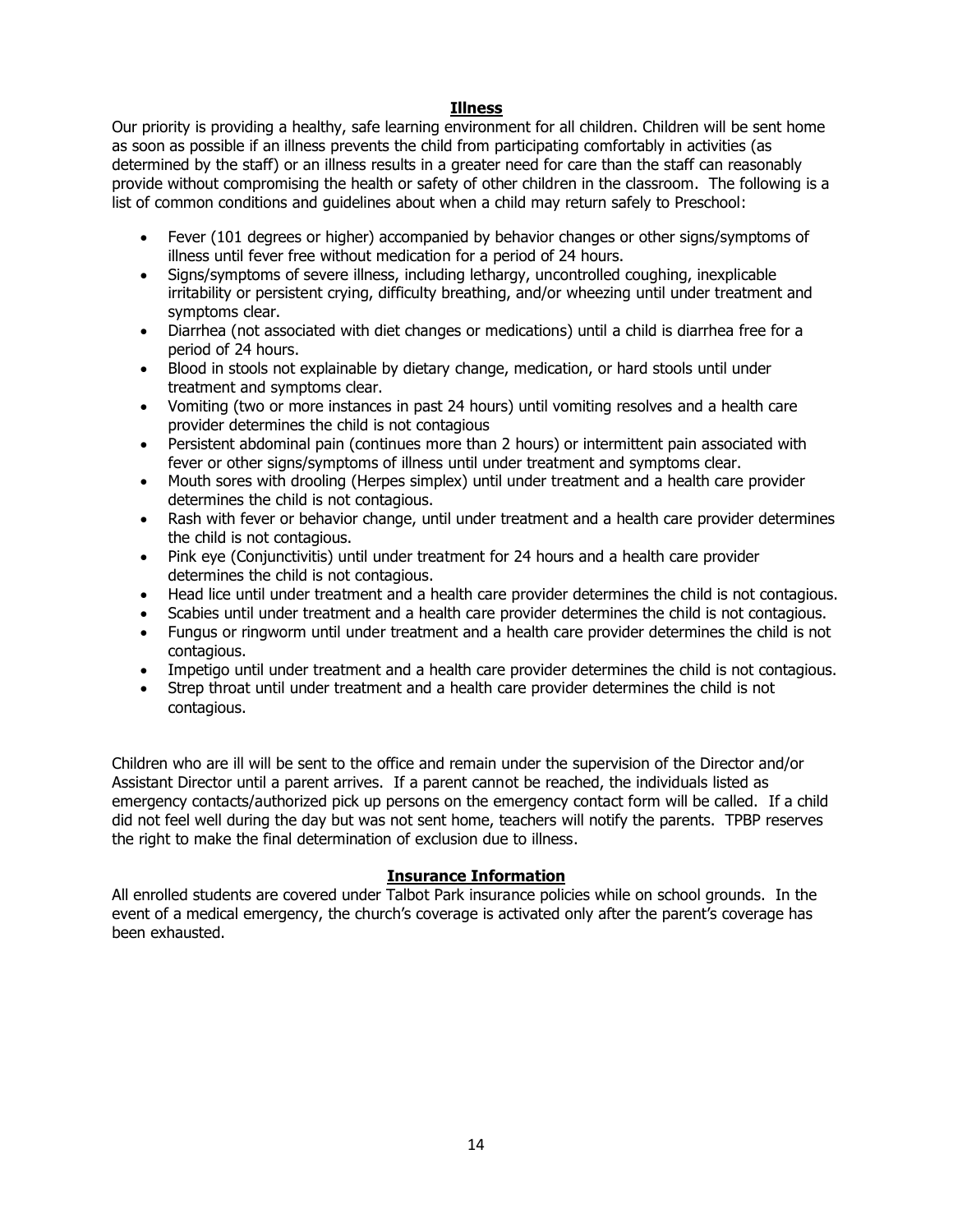## Illness

Our priority is providing a healthy, safe learning environment for all children. Children will be sent home as soon as possible if an illness prevents the child from participating comfortably in activities (as determined by the staff) or an illness results in a greater need for care than the staff can reasonably provide without compromising the health or safety of other children in the classroom. The following is a list of common conditions and guidelines about when a child may return safely to Preschool:

- Fever (101 degrees or higher) accompanied by behavior changes or other signs/symptoms of illness until fever free without medication for a period of 24 hours.
- Signs/symptoms of severe illness, including lethargy, uncontrolled coughing, inexplicable irritability or persistent crying, difficulty breathing, and/or wheezing until under treatment and symptoms clear.
- Diarrhea (not associated with diet changes or medications) until a child is diarrhea free for a period of 24 hours.
- Blood in stools not explainable by dietary change, medication, or hard stools until under treatment and symptoms clear.
- Vomiting (two or more instances in past 24 hours) until vomiting resolves and a health care provider determines the child is not contagious
- Persistent abdominal pain (continues more than 2 hours) or intermittent pain associated with fever or other signs/symptoms of illness until under treatment and symptoms clear.
- Mouth sores with drooling (Herpes simplex) until under treatment and a health care provider determines the child is not contagious.
- Rash with fever or behavior change, until under treatment and a health care provider determines the child is not contagious.
- Pink eye (Conjunctivitis) until under treatment for 24 hours and a health care provider determines the child is not contagious.
- Head lice until under treatment and a health care provider determines the child is not contagious.
- Scabies until under treatment and a health care provider determines the child is not contagious.
- Fungus or ringworm until under treatment and a health care provider determines the child is not contagious.
- Impetigo until under treatment and a health care provider determines the child is not contagious.
- Strep throat until under treatment and a health care provider determines the child is not contagious.

Children who are ill will be sent to the office and remain under the supervision of the Director and/or Assistant Director until a parent arrives. If a parent cannot be reached, the individuals listed as emergency contacts/authorized pick up persons on the emergency contact form will be called. If a child did not feel well during the day but was not sent home, teachers will notify the parents. TPBP reserves the right to make the final determination of exclusion due to illness.

## Insurance Information

All enrolled students are covered under Talbot Park insurance policies while on school grounds. In the event of a medical emergency, the church's coverage is activated only after the parent's coverage has been exhausted.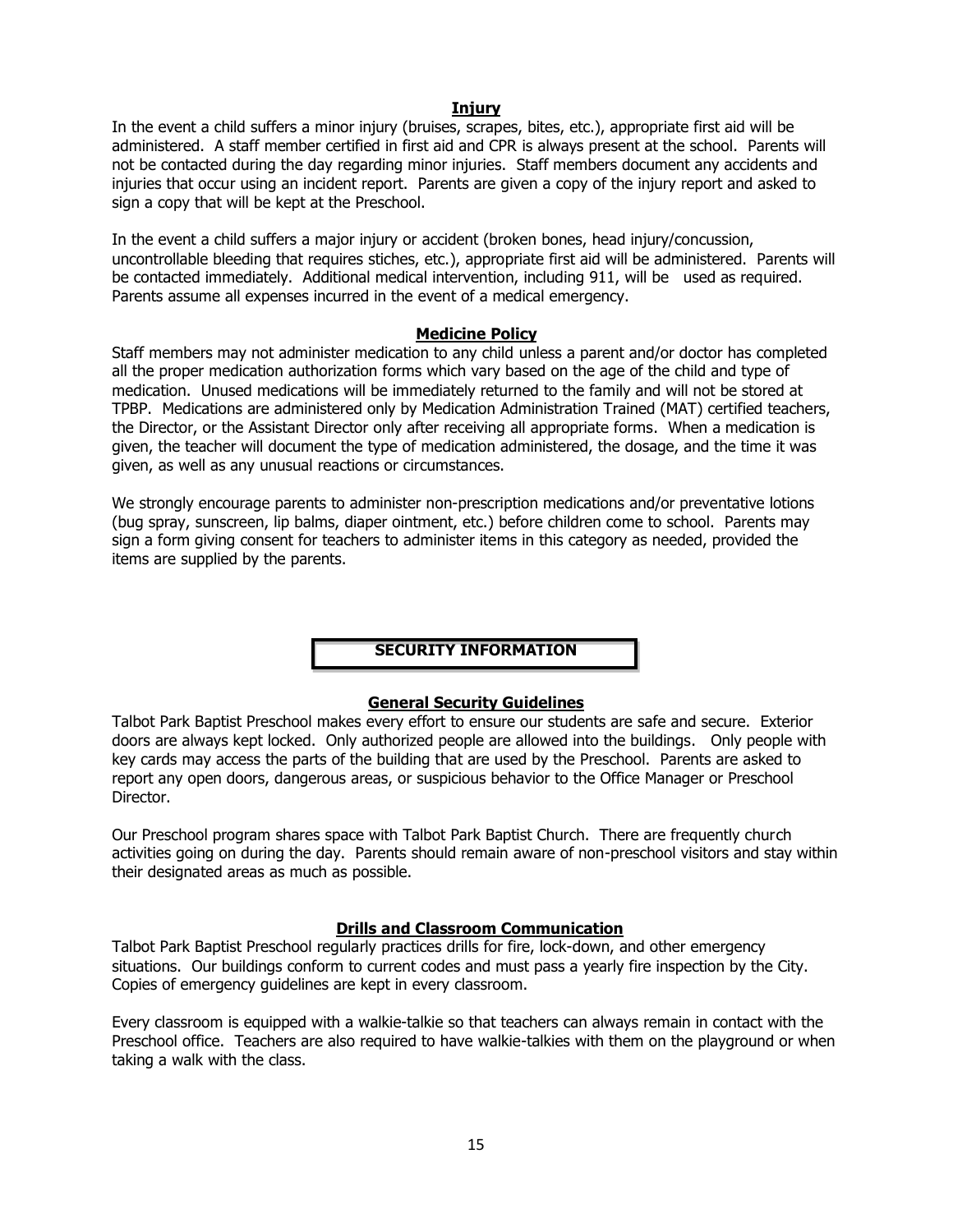### Injury

In the event a child suffers a minor injury (bruises, scrapes, bites, etc.), appropriate first aid will be administered. A staff member certified in first aid and CPR is always present at the school. Parents will not be contacted during the day regarding minor injuries. Staff members document any accidents and injuries that occur using an incident report. Parents are given a copy of the injury report and asked to sign a copy that will be kept at the Preschool.

In the event a child suffers a major injury or accident (broken bones, head injury/concussion, uncontrollable bleeding that requires stiches, etc.), appropriate first aid will be administered. Parents will be contacted immediately. Additional medical intervention, including 911, will be used as required. Parents assume all expenses incurred in the event of a medical emergency.

### Medicine Policy

Staff members may not administer medication to any child unless a parent and/or doctor has completed all the proper medication authorization forms which vary based on the age of the child and type of medication. Unused medications will be immediately returned to the family and will not be stored at TPBP. Medications are administered only by Medication Administration Trained (MAT) certified teachers, the Director, or the Assistant Director only after receiving all appropriate forms. When a medication is given, the teacher will document the type of medication administered, the dosage, and the time it was given, as well as any unusual reactions or circumstances.

We strongly encourage parents to administer non-prescription medications and/or preventative lotions (bug spray, sunscreen, lip balms, diaper ointment, etc.) before children come to school. Parents may sign a form giving consent for teachers to administer items in this category as needed, provided the items are supplied by the parents.

## SECURITY INFORMATION

### General Security Guidelines

Talbot Park Baptist Preschool makes every effort to ensure our students are safe and secure. Exterior doors are always kept locked. Only authorized people are allowed into the buildings. Only people with key cards may access the parts of the building that are used by the Preschool. Parents are asked to report any open doors, dangerous areas, or suspicious behavior to the Office Manager or Preschool Director.

Our Preschool program shares space with Talbot Park Baptist Church. There are frequently church activities going on during the day. Parents should remain aware of non-preschool visitors and stay within their designated areas as much as possible.

### Drills and Classroom Communication

Talbot Park Baptist Preschool regularly practices drills for fire, lock-down, and other emergency situations. Our buildings conform to current codes and must pass a yearly fire inspection by the City. Copies of emergency guidelines are kept in every classroom.

Every classroom is equipped with a walkie-talkie so that teachers can always remain in contact with the Preschool office. Teachers are also required to have walkie-talkies with them on the playground or when taking a walk with the class.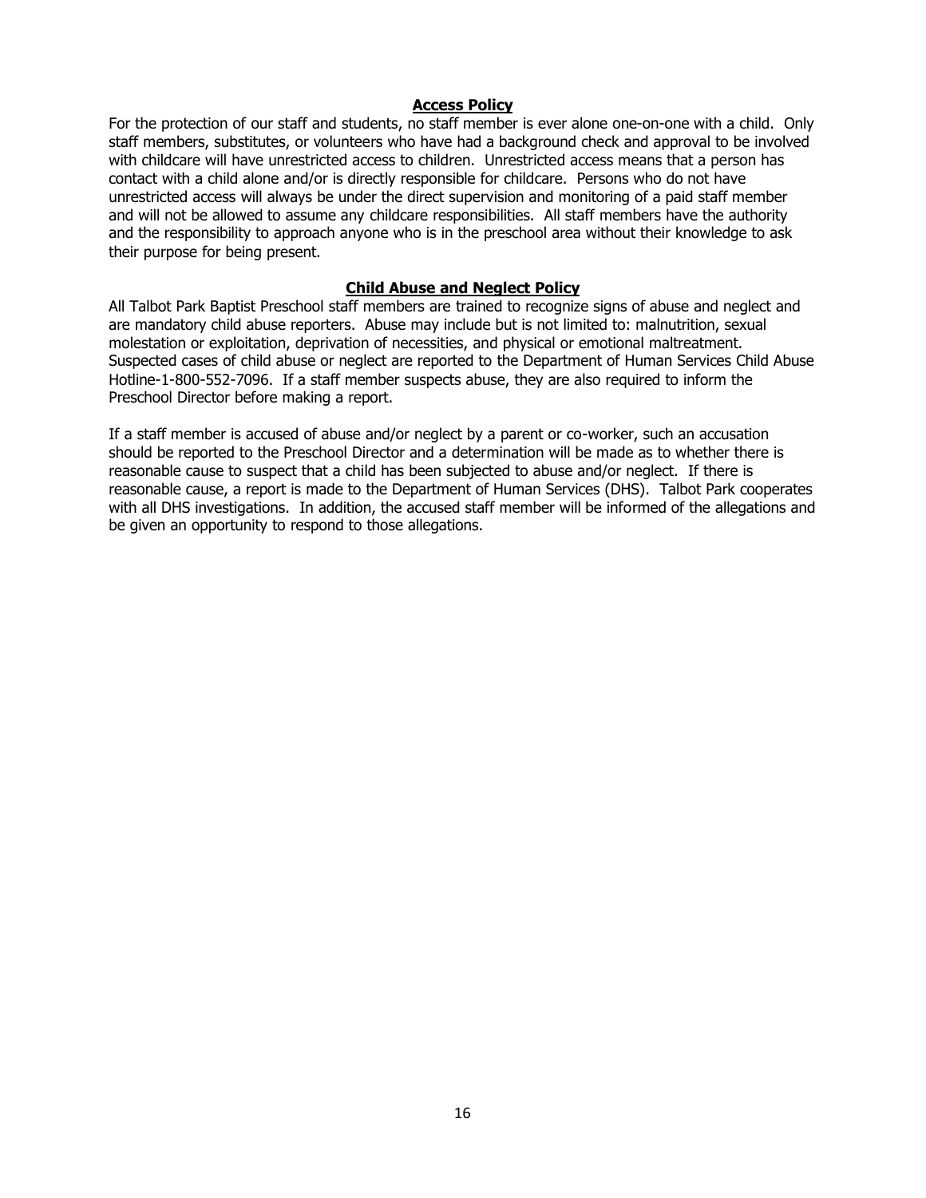## Access Policy

For the protection of our staff and students, no staff member is ever alone one-on-one with a child. Only staff members, substitutes, or volunteers who have had a background check and approval to be involved with childcare will have unrestricted access to children. Unrestricted access means that a person has contact with a child alone and/or is directly responsible for childcare. Persons who do not have unrestricted access will always be under the direct supervision and monitoring of a paid staff member and will not be allowed to assume any childcare responsibilities. All staff members have the authority and the responsibility to approach anyone who is in the preschool area without their knowledge to ask their purpose for being present.

## Child Abuse and Neglect Policy

All Talbot Park Baptist Preschool staff members are trained to recognize signs of abuse and neglect and are mandatory child abuse reporters. Abuse may include but is not limited to: malnutrition, sexual molestation or exploitation, deprivation of necessities, and physical or emotional maltreatment. Suspected cases of child abuse or neglect are reported to the Department of Human Services Child Abuse Hotline-1-800-552-7096. If a staff member suspects abuse, they are also required to inform the Preschool Director before making a report.

If a staff member is accused of abuse and/or neglect by a parent or co-worker, such an accusation should be reported to the Preschool Director and a determination will be made as to whether there is reasonable cause to suspect that a child has been subjected to abuse and/or neglect. If there is reasonable cause, a report is made to the Department of Human Services (DHS). Talbot Park cooperates with all DHS investigations. In addition, the accused staff member will be informed of the allegations and be given an opportunity to respond to those allegations.